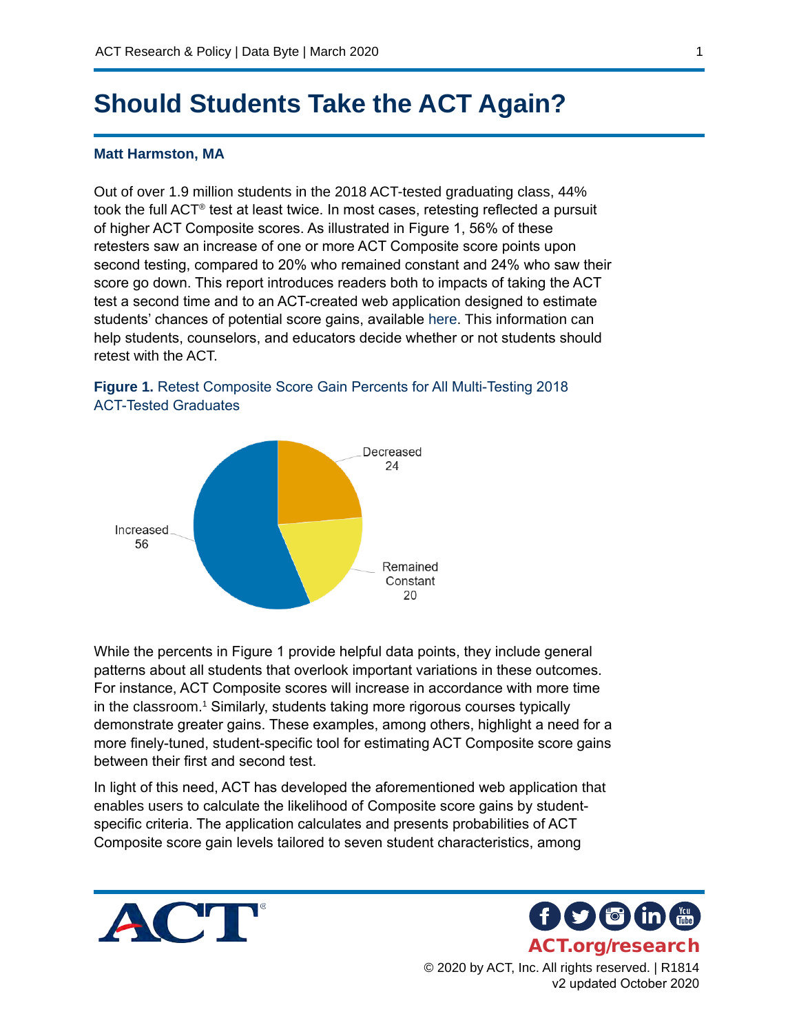# Should Students Take the ACT Again?

**Matt Harmston, MA**

Out of over 1.9 million students in the 2018 ACT-tested graduating class, 44% took the full ACT® test at least twice. In most cases, retesting reflected a pursuit of higher ACT Composite scores. As illustrated in Figure 1, 56% of these retesters saw an increase of one or more ACT Composite score points upon second testing, compared to 20% who remained constant and 24% who saw their score go down. This report introduces readers both to impacts of taking the ACT test a second time and to an ACT-created web application designed to estimate students' chances of potential score gains, available here. This information can help students, counselors, and educators decide whether or not students should retest with the ACT.

**Figure 1.** Retest Composite Score Gain Percents for All Multi-Testing 2018 ACT-Tested Graduates

| Outcome | Percent |
|---|---|
| Increased | 56 |
| Remained Constant | 20 |
| Decreased | 24 |

While the percents in Figure 1 provide helpful data points, they include general patterns about all students that overlook important variations in these outcomes. For instance, ACT Composite scores will increase in accordance with more time in the classroom.[1] Similarly, students taking more rigorous courses typically demonstrate greater gains. These examples, among others, highlight a need for a more finely-tuned, student-specific tool for estimating ACT Composite score gains between their first and second test.

In light of this need, ACT has developed the aforementioned web application that enables users to calculate the likelihood of Composite score gains by student-specific criteria. The application calculates and presents probabilities of ACT Composite score gain levels tailored to seven student characteristics, among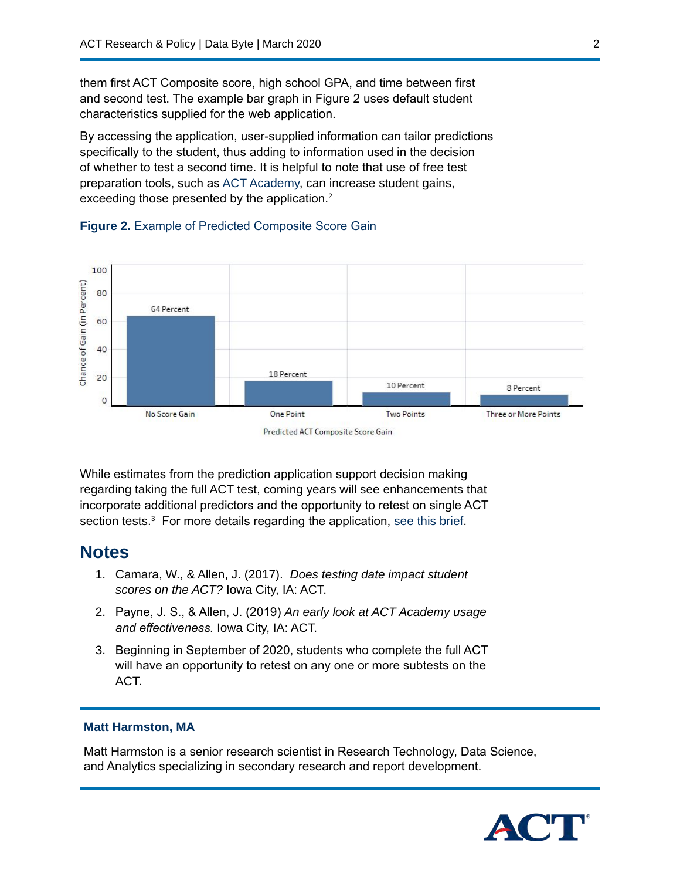them first ACT Composite score, high school GPA, and time between first and second test. The example bar graph in Figure 2 uses default student characteristics supplied for the web application.

By accessing the application, user-supplied information can tailor predictions specifically to the student, thus adding to information used in the decision of whether to test a second time. It is helpful to note that use of free test preparation tools, such as ACT Academy, can increase student gains, exceeding those presented by the application.[2]

**Figure 2.** Example of Predicted Composite Score Gain

Chance of Gain (in Percent)

100
80
60
40
20
0

64 Percent
18 Percent
10 Percent
8 Percent

No Score Gain
One Point
Two Points
Three or More Points

Predicted ACT Composite Score Gain

While estimates from the prediction application support decision making regarding taking the full ACT test, coming years will see enhancements that incorporate additional predictors and the opportunity to retest on single ACT section tests.[3] For more details regarding the application, see this brief.

## Notes

1. Camara, W., & Allen, J. (2017). *Does testing date impact student scores on the ACT?* Iowa City, IA: ACT.
2. Payne, J. S., & Allen, J. (2019) *An early look at ACT Academy usage and effectiveness.* Iowa City, IA: ACT.
3. Beginning in September of 2020, students who complete the full ACT will have an opportunity to retest on any one or more subtests on the ACT.

**Matt Harmston, MA**

Matt Harmston is a senior research scientist in Research Technology, Data Science, and Analytics specializing in secondary research and report development.

ACT®